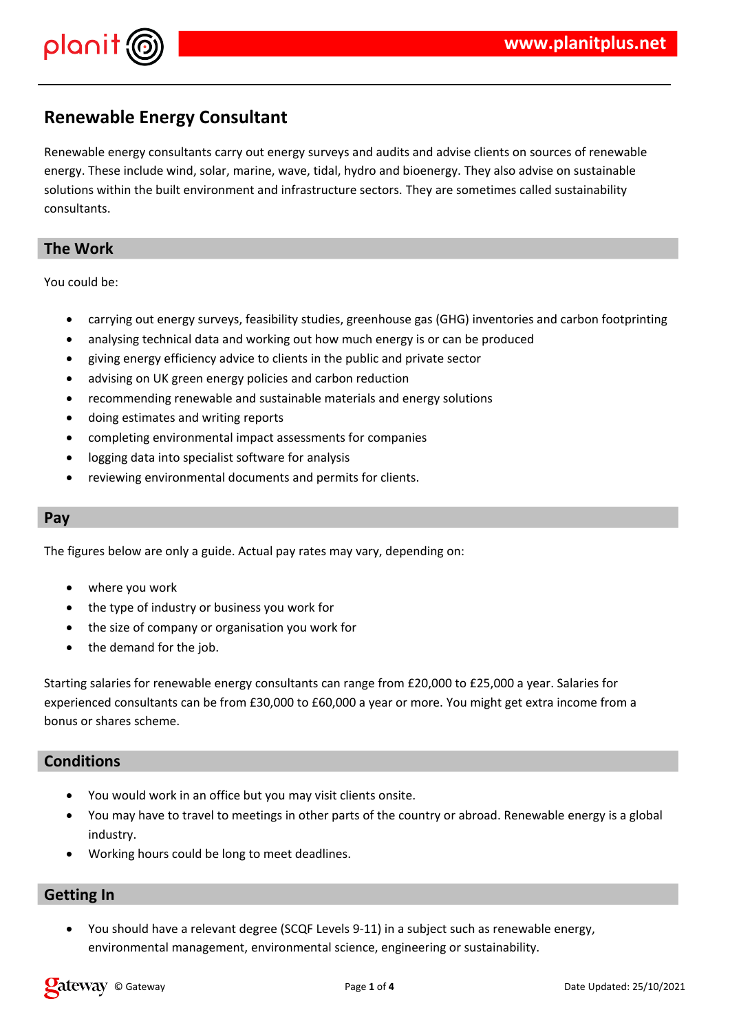# Renewable Energy Consultant

Renewable energy consultants carry out energy surveys and audits and advise clients on sources of renewable energy. These include wind, solar, marine, wave, tidal, hydro and bioenergy. They also advise on sustainable solutions within the built environment and infrastructure sectors. They are sometimes called sustainability consultants.

## The Work

You could be:

- carrying out energy surveys, feasibility studies, greenhouse gas (GHG) inventories and carbon footprinting
- analysing technical data and working out how much energy is or can be produced
- giving energy efficiency advice to clients in the public and private sector
- advising on UK green energy policies and carbon reduction
- recommending renewable and sustainable materials and energy solutions
- doing estimates and writing reports
- completing environmental impact assessments for companies
- logging data into specialist software for analysis
- reviewing environmental documents and permits for clients.

## Pay

The figures below are only a guide. Actual pay rates may vary, depending on:

- where you work
- the type of industry or business you work for
- the size of company or organisation you work for
- the demand for the job.

Starting salaries for renewable energy consultants can range from £20,000 to £25,000 a year. Salaries for experienced consultants can be from £30,000 to £60,000 a year or more. You might get extra income from a bonus or shares scheme.

## Conditions

- You would work in an office but you may visit clients onsite.
- You may have to travel to meetings in other parts of the country or abroad. Renewable energy is a global industry.
- Working hours could be long to meet deadlines.

## Getting In

- You should have a relevant degree (SCQF Levels 9-11) in a subject such as renewable energy, environmental management, environmental science, engineering or sustainability.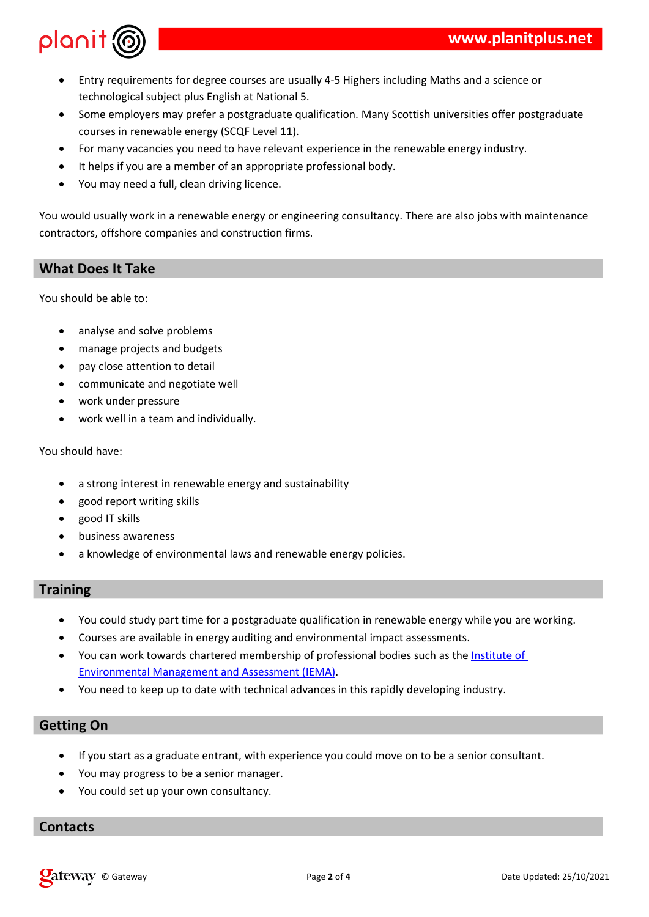- Entry requirements for degree courses are usually 4-5 Highers including Maths and a science or technological subject plus English at National 5.
- Some employers may prefer a postgraduate qualification. Many Scottish universities offer postgraduate courses in renewable energy (SCQF Level 11).
- For many vacancies you need to have relevant experience in the renewable energy industry.
- It helps if you are a member of an appropriate professional body.
- You may need a full, clean driving licence.

You would usually work in a renewable energy or engineering consultancy. There are also jobs with maintenance contractors, offshore companies and construction firms.

## What Does It Take

You should be able to:

- analyse and solve problems
- manage projects and budgets
- pay close attention to detail
- communicate and negotiate well
- work under pressure
- work well in a team and individually.

You should have:

- a strong interest in renewable energy and sustainability
- good report writing skills
- good IT skills
- business awareness
- a knowledge of environmental laws and renewable energy policies.

## Training

- You could study part time for a postgraduate qualification in renewable energy while you are working.
- Courses are available in energy auditing and environmental impact assessments.
- You can work towards chartered membership of professional bodies such as the Institute of Environmental Management and Assessment (IEMA).
- You need to keep up to date with technical advances in this rapidly developing industry.

## Getting On

- If you start as a graduate entrant, with experience you could move on to be a senior consultant.
- You may progress to be a senior manager.
- You could set up your own consultancy.

## Contacts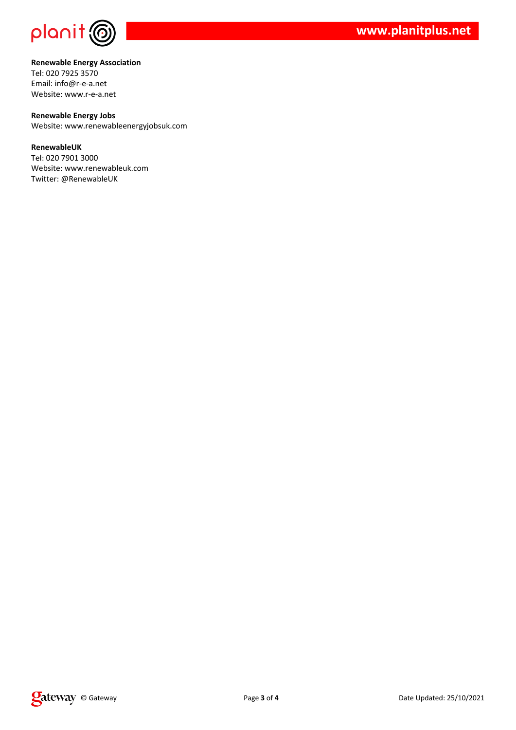**Renewable Energy Association**
Tel: 020 7925 3570
Email: info@r-e-a.net
Website: www.r-e-a.net

**Renewable Energy Jobs**
Website: www.renewableenergyjobsuk.com

**RenewableUK**
Tel: 020 7901 3000
Website: www.renewableuk.com
Twitter: @RenewableUK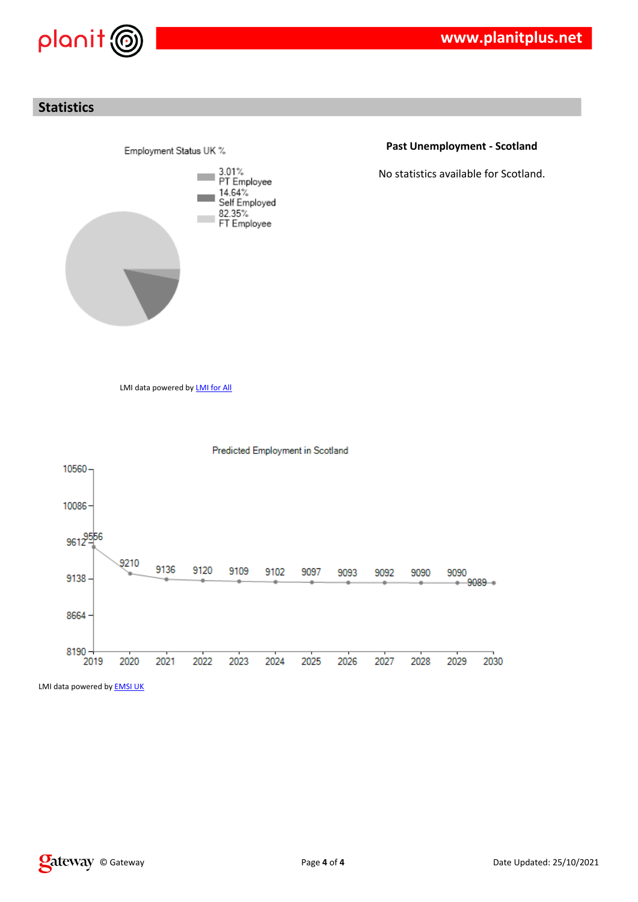## Statistics

Employment Status UK %

3.01%
PT Employee
14.64%
Self Employed
82.35%
FT Employee

LMI data powered by [LMI for All]

**Past Unemployment - Scotland**

No statistics available for Scotland.

Predicted Employment in Scotland

10560
10086
9612
9138
8664
8190

9556
9210
9136
9120
9109
9102
9097
9093
9092
9090
9090
9089

2019 2020 2021 2022 2023 2024 2025 2026 2027 2028 2029 2030

LMI data powered by [EMSI UK]